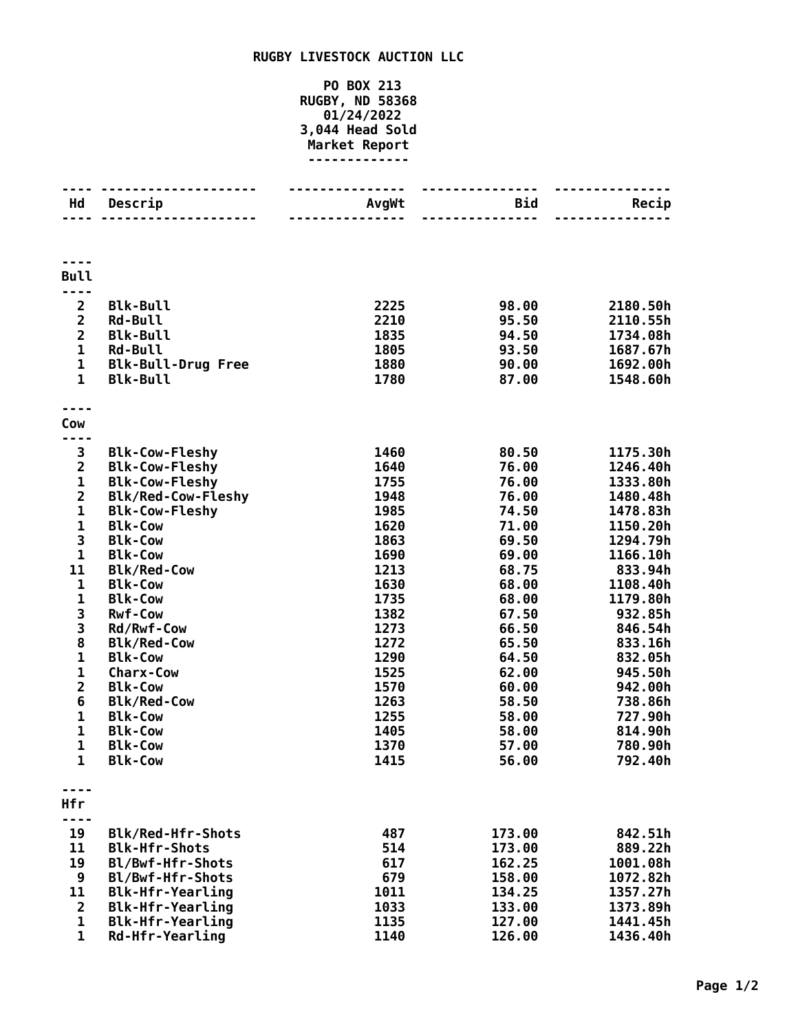# RUGBY LIVESTOCK AUCTION LLC

**PO BOX 213**
**RUGBY, ND 58368**
**01/24/2022**
**3,044 Head Sold**
**Market Report**

| Hd | Descrip | AvgWt | Bid | Recip |
|---|---|---|---|---|
| **Bull** | | | | |
| 2 | Blk-Bull | 2225 | 98.00 | 2180.50h |
| 2 | Rd-Bull | 2210 | 95.50 | 2110.55h |
| 2 | Blk-Bull | 1835 | 94.50 | 1734.08h |
| 1 | Rd-Bull | 1805 | 93.50 | 1687.67h |
| 1 | Blk-Bull-Drug Free | 1880 | 90.00 | 1692.00h |
| 1 | Blk-Bull | 1780 | 87.00 | 1548.60h |
| **Cow** | | | | |
| 3 | Blk-Cow-Fleshy | 1460 | 80.50 | 1175.30h |
| 2 | Blk-Cow-Fleshy | 1640 | 76.00 | 1246.40h |
| 1 | Blk-Cow-Fleshy | 1755 | 76.00 | 1333.80h |
| 2 | Blk/Red-Cow-Fleshy | 1948 | 76.00 | 1480.48h |
| 1 | Blk-Cow-Fleshy | 1985 | 74.50 | 1478.83h |
| 1 | Blk-Cow | 1620 | 71.00 | 1150.20h |
| 3 | Blk-Cow | 1863 | 69.50 | 1294.79h |
| 1 | Blk-Cow | 1690 | 69.00 | 1166.10h |
| 11 | Blk/Red-Cow | 1213 | 68.75 | 833.94h |
| 1 | Blk-Cow | 1630 | 68.00 | 1108.40h |
| 1 | Blk-Cow | 1735 | 68.00 | 1179.80h |
| 3 | Rwf-Cow | 1382 | 67.50 | 932.85h |
| 3 | Rd/Rwf-Cow | 1273 | 66.50 | 846.54h |
| 8 | Blk/Red-Cow | 1272 | 65.50 | 833.16h |
| 1 | Blk-Cow | 1290 | 64.50 | 832.05h |
| 1 | Charx-Cow | 1525 | 62.00 | 945.50h |
| 2 | Blk-Cow | 1570 | 60.00 | 942.00h |
| 6 | Blk/Red-Cow | 1263 | 58.50 | 738.86h |
| 1 | Blk-Cow | 1255 | 58.00 | 727.90h |
| 1 | Blk-Cow | 1405 | 58.00 | 814.90h |
| 1 | Blk-Cow | 1370 | 57.00 | 780.90h |
| 1 | Blk-Cow | 1415 | 56.00 | 792.40h |
| **Hfr** | | | | |
| 19 | Blk/Red-Hfr-Shots | 487 | 173.00 | 842.51h |
| 11 | Blk-Hfr-Shots | 514 | 173.00 | 889.22h |
| 19 | Bl/Bwf-Hfr-Shots | 617 | 162.25 | 1001.08h |
| 9 | Bl/Bwf-Hfr-Shots | 679 | 158.00 | 1072.82h |
| 11 | Blk-Hfr-Yearling | 1011 | 134.25 | 1357.27h |
| 2 | Blk-Hfr-Yearling | 1033 | 133.00 | 1373.89h |
| 1 | Blk-Hfr-Yearling | 1135 | 127.00 | 1441.45h |
| 1 | Rd-Hfr-Yearling | 1140 | 126.00 | 1436.40h |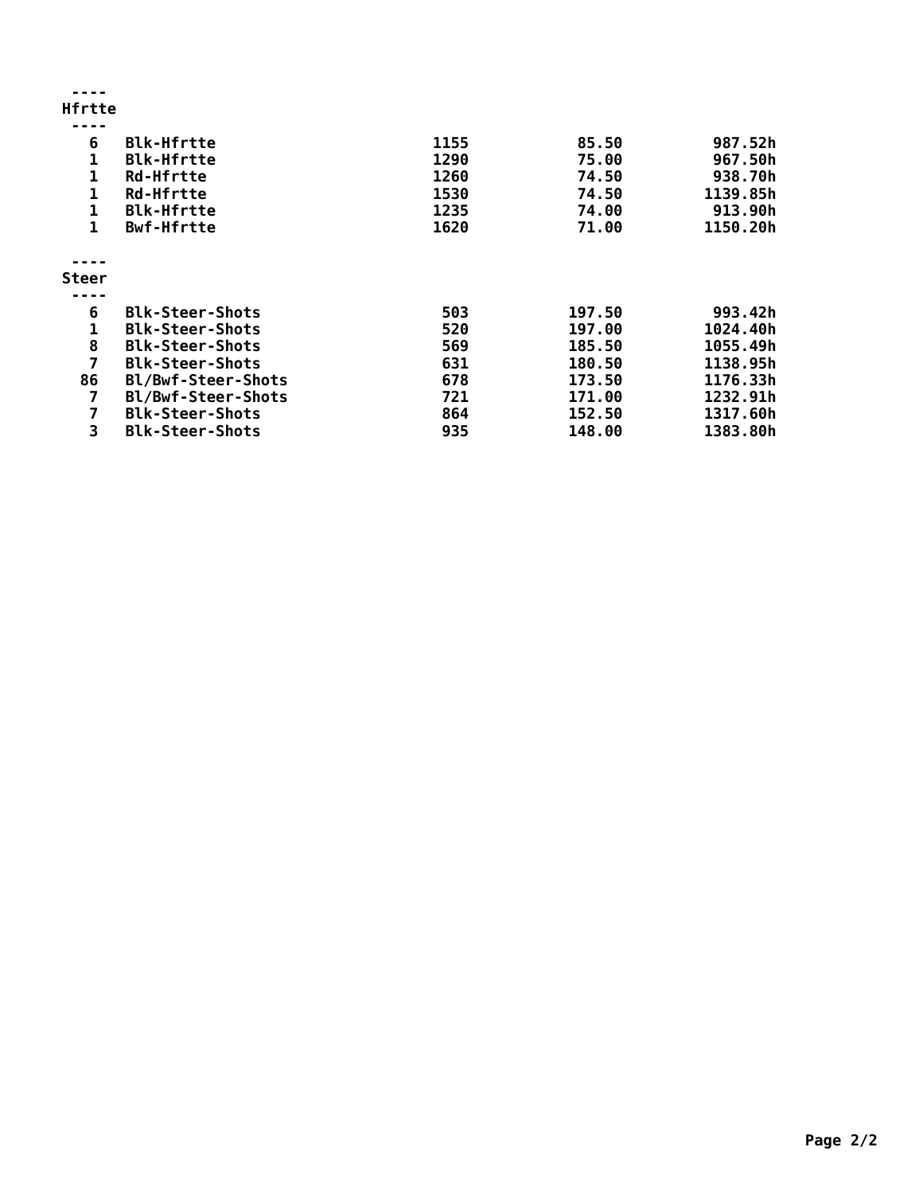----
Hfrtte
----

| | | | | |
|---|---|---|---|---|
| 6 | Blk-Hfrtte | 1155 | 85.50 | 987.52h |
| 1 | Blk-Hfrtte | 1290 | 75.00 | 967.50h |
| 1 | Rd-Hfrtte | 1260 | 74.50 | 938.70h |
| 1 | Rd-Hfrtte | 1530 | 74.50 | 1139.85h |
| 1 | Blk-Hfrtte | 1235 | 74.00 | 913.90h |
| 1 | Bwf-Hfrtte | 1620 | 71.00 | 1150.20h |

----
Steer
----

| | | | | |
|---|---|---|---|---|
| 6 | Blk-Steer-Shots | 503 | 197.50 | 993.42h |
| 1 | Blk-Steer-Shots | 520 | 197.00 | 1024.40h |
| 8 | Blk-Steer-Shots | 569 | 185.50 | 1055.49h |
| 7 | Blk-Steer-Shots | 631 | 180.50 | 1138.95h |
| 86 | Bl/Bwf-Steer-Shots | 678 | 173.50 | 1176.33h |
| 7 | Bl/Bwf-Steer-Shots | 721 | 171.00 | 1232.91h |
| 7 | Blk-Steer-Shots | 864 | 152.50 | 1317.60h |
| 3 | Blk-Steer-Shots | 935 | 148.00 | 1383.80h |